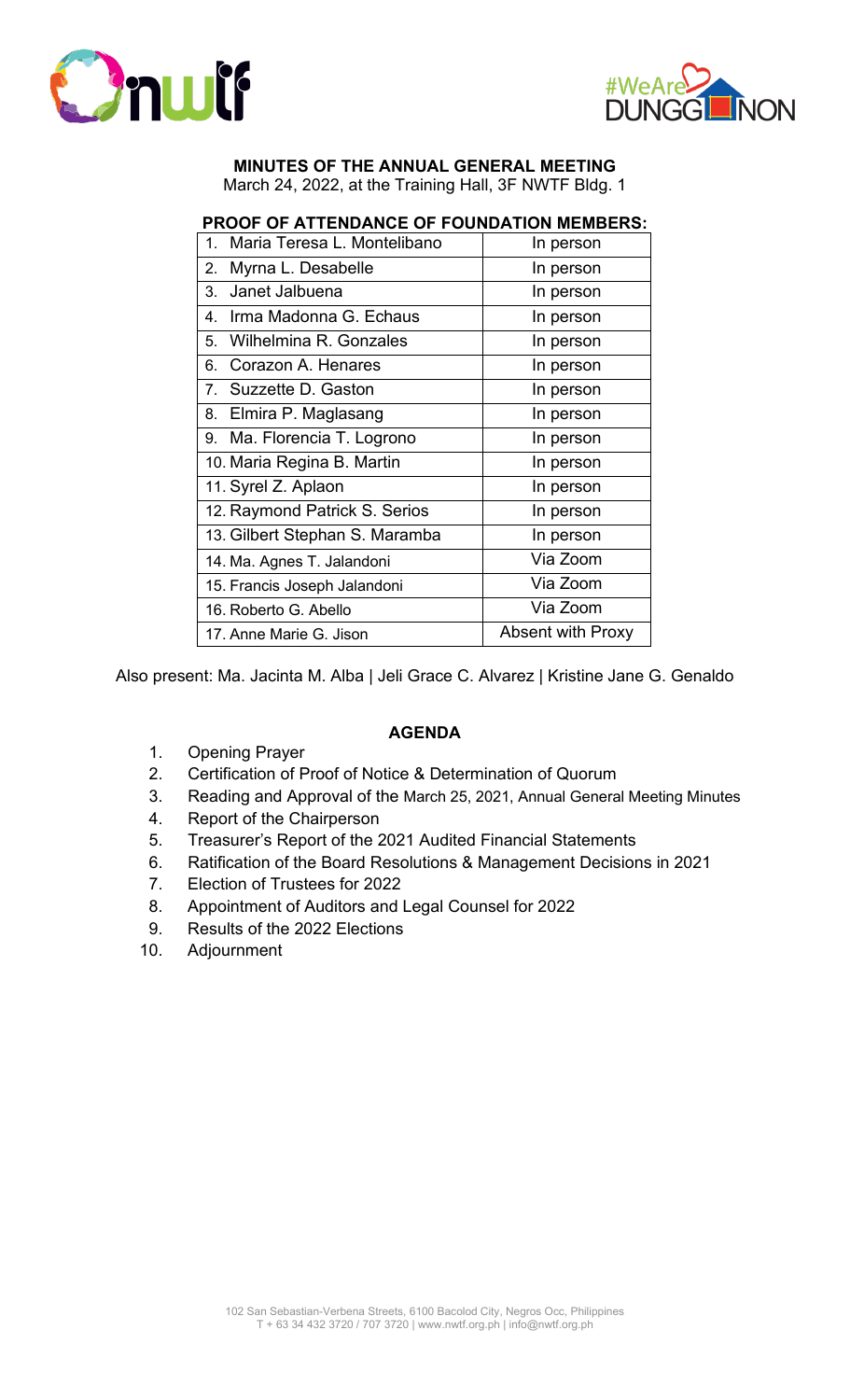**MINUTES OF THE ANNUAL GENERAL MEETING**

March 24, 2022, at the Training Hall, 3F NWTF Bldg. 1

**PROOF OF ATTENDANCE OF FOUNDATION MEMBERS:**

| | |
|---|---|
| 1. Maria Teresa L. Montelibano | In person |
| 2. Myrna L. Desabelle | In person |
| 3. Janet Jalbuena | In person |
| 4. Irma Madonna G. Echaus | In person |
| 5. Wilhelmina R. Gonzales | In person |
| 6. Corazon A. Henares | In person |
| 7. Suzzette D. Gaston | In person |
| 8. Elmira P. Maglasang | In person |
| 9. Ma. Florencia T. Logrono | In person |
| 10. Maria Regina B. Martin | In person |
| 11. Syrel Z. Aplaon | In person |
| 12. Raymond Patrick S. Serios | In person |
| 13. Gilbert Stephan S. Maramba | In person |
| 14. Ma. Agnes T. Jalandoni | Via Zoom |
| 15. Francis Joseph Jalandoni | Via Zoom |
| 16. Roberto G. Abello | Via Zoom |
| 17. Anne Marie G. Jison | Absent with Proxy |

Also present: Ma. Jacinta M. Alba | Jeli Grace C. Alvarez | Kristine Jane G. Genaldo

**AGENDA**

1. Opening Prayer
2. Certification of Proof of Notice & Determination of Quorum
3. Reading and Approval of the March 25, 2021, Annual General Meeting Minutes
4. Report of the Chairperson
5. Treasurer's Report of the 2021 Audited Financial Statements
6. Ratification of the Board Resolutions & Management Decisions in 2021
7. Election of Trustees for 2022
8. Appointment of Auditors and Legal Counsel for 2022
9. Results of the 2022 Elections
10. Adjournment

102 San Sebastian-Verbena Streets, 6100 Bacolod City, Negros Occ, Philippines
T + 63 34 432 3720 / 707 3720 | www.nwtf.org.ph | info@nwtf.org.ph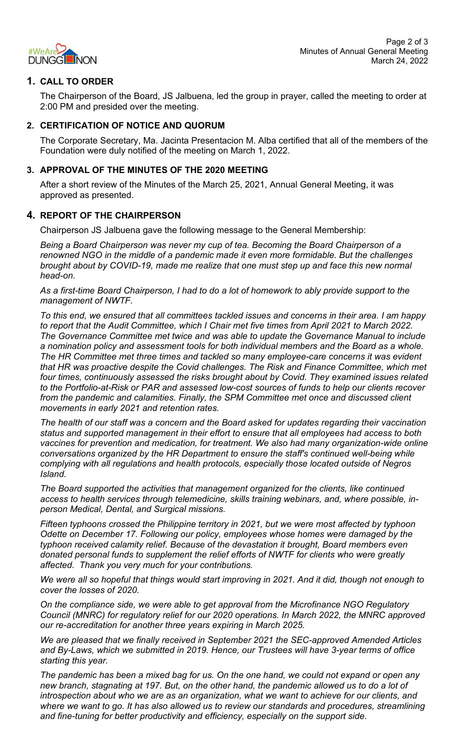## 1. CALL TO ORDER

The Chairperson of the Board, JS Jalbuena, led the group in prayer, called the meeting to order at 2:00 PM and presided over the meeting.

## 2. CERTIFICATION OF NOTICE AND QUORUM

The Corporate Secretary, Ma. Jacinta Presentacion M. Alba certified that all of the members of the Foundation were duly notified of the meeting on March 1, 2022.

## 3. APPROVAL OF THE MINUTES OF THE 2020 MEETING

After a short review of the Minutes of the March 25, 2021, Annual General Meeting, it was approved as presented.

## 4. REPORT OF THE CHAIRPERSON

Chairperson JS Jalbuena gave the following message to the General Membership:

*Being a Board Chairperson was never my cup of tea. Becoming the Board Chairperson of a renowned NGO in the middle of a pandemic made it even more formidable. But the challenges brought about by COVID-19, made me realize that one must step up and face this new normal head-on.*

*As a first-time Board Chairperson, I had to do a lot of homework to ably provide support to the management of NWTF.*

*To this end, we ensured that all committees tackled issues and concerns in their area. I am happy to report that the Audit Committee, which I Chair met five times from April 2021 to March 2022. The Governance Committee met twice and was able to update the Governance Manual to include a nomination policy and assessment tools for both individual members and the Board as a whole. The HR Committee met three times and tackled so many employee-care concerns it was evident that HR was proactive despite the Covid challenges. The Risk and Finance Committee, which met four times, continuously assessed the risks brought about by Covid. They examined issues related to the Portfolio-at-Risk or PAR and assessed low-cost sources of funds to help our clients recover from the pandemic and calamities. Finally, the SPM Committee met once and discussed client movements in early 2021 and retention rates.*

*The health of our staff was a concern and the Board asked for updates regarding their vaccination status and supported management in their effort to ensure that all employees had access to both vaccines for prevention and medication, for treatment. We also had many organization-wide online conversations organized by the HR Department to ensure the staff's continued well-being while complying with all regulations and health protocols, especially those located outside of Negros Island.*

*The Board supported the activities that management organized for the clients, like continued access to health services through telemedicine, skills training webinars, and, where possible, in-person Medical, Dental, and Surgical missions.*

*Fifteen typhoons crossed the Philippine territory in 2021, but we were most affected by typhoon Odette on December 17. Following our policy, employees whose homes were damaged by the typhoon received calamity relief. Because of the devastation it brought, Board members even donated personal funds to supplement the relief efforts of NWTF for clients who were greatly affected. Thank you very much for your contributions.*

*We were all so hopeful that things would start improving in 2021. And it did, though not enough to cover the losses of 2020.*

*On the compliance side, we were able to get approval from the Microfinance NGO Regulatory Council (MNRC) for regulatory relief for our 2020 operations. In March 2022, the MNRC approved our re-accreditation for another three years expiring in March 2025.*

*We are pleased that we finally received in September 2021 the SEC-approved Amended Articles and By-Laws, which we submitted in 2019. Hence, our Trustees will have 3-year terms of office starting this year.*

*The pandemic has been a mixed bag for us. On the one hand, we could not expand or open any new branch, stagnating at 197. But, on the other hand, the pandemic allowed us to do a lot of introspection about who we are as an organization, what we want to achieve for our clients, and where we want to go. It has also allowed us to review our standards and procedures, streamlining and fine-tuning for better productivity and efficiency, especially on the support side.*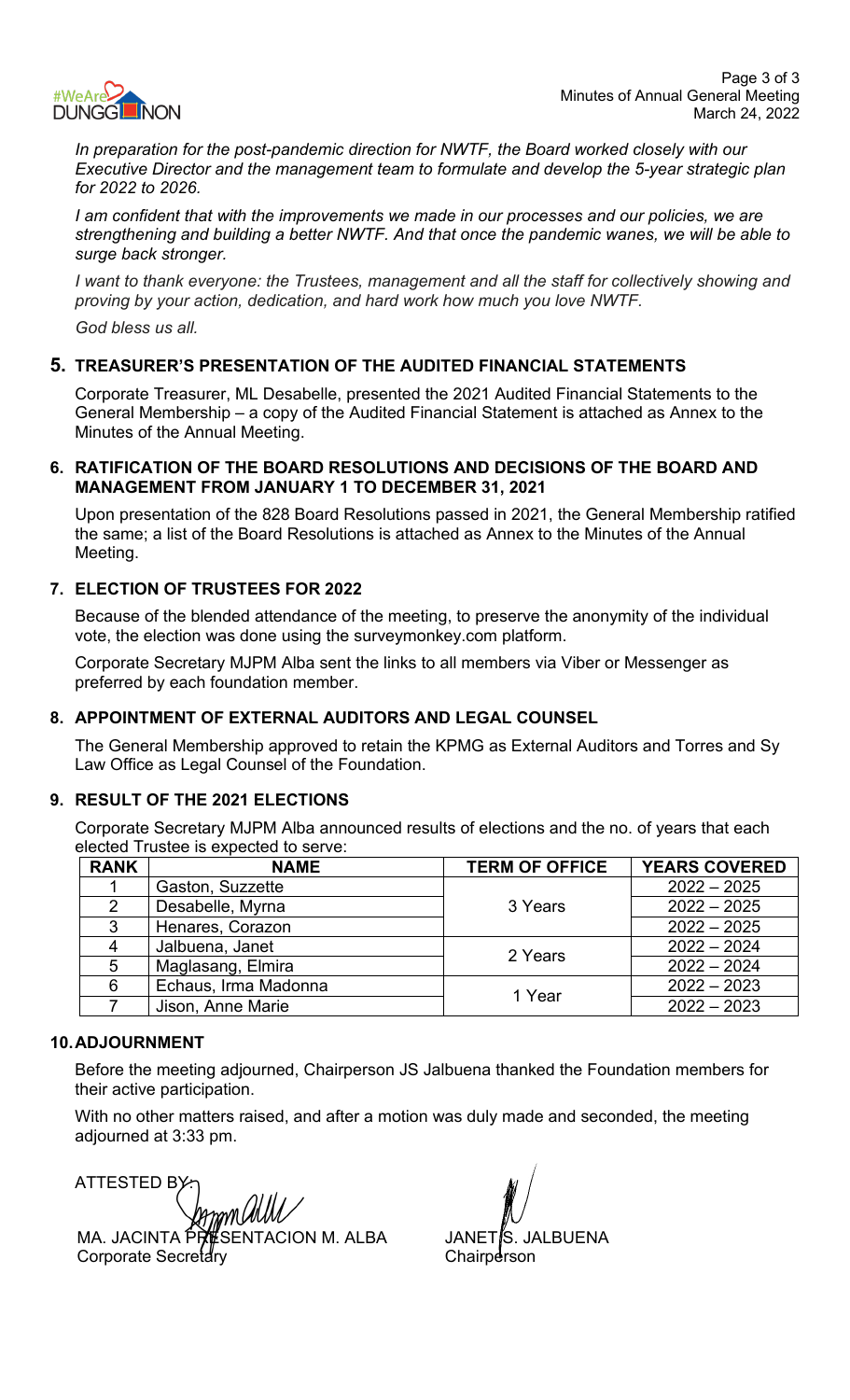*In preparation for the post-pandemic direction for NWTF, the Board worked closely with our Executive Director and the management team to formulate and develop the 5-year strategic plan for 2022 to 2026.*

*I am confident that with the improvements we made in our processes and our policies, we are strengthening and building a better NWTF. And that once the pandemic wanes, we will be able to surge back stronger.*

*I want to thank everyone: the Trustees, management and all the staff for collectively showing and proving by your action, dedication, and hard work how much you love NWTF.*

*God bless us all.*

### 5. TREASURER'S PRESENTATION OF THE AUDITED FINANCIAL STATEMENTS

Corporate Treasurer, ML Desabelle, presented the 2021 Audited Financial Statements to the General Membership – a copy of the Audited Financial Statement is attached as Annex to the Minutes of the Annual Meeting.

### 6. RATIFICATION OF THE BOARD RESOLUTIONS AND DECISIONS OF THE BOARD AND MANAGEMENT FROM JANUARY 1 TO DECEMBER 31, 2021

Upon presentation of the 828 Board Resolutions passed in 2021, the General Membership ratified the same; a list of the Board Resolutions is attached as Annex to the Minutes of the Annual Meeting.

### 7. ELECTION OF TRUSTEES FOR 2022

Because of the blended attendance of the meeting, to preserve the anonymity of the individual vote, the election was done using the surveymonkey.com platform.

Corporate Secretary MJPM Alba sent the links to all members via Viber or Messenger as preferred by each foundation member.

### 8. APPOINTMENT OF EXTERNAL AUDITORS AND LEGAL COUNSEL

The General Membership approved to retain the KPMG as External Auditors and Torres and Sy Law Office as Legal Counsel of the Foundation.

### 9. RESULT OF THE 2021 ELECTIONS

Corporate Secretary MJPM Alba announced results of elections and the no. of years that each elected Trustee is expected to serve:

| RANK | NAME | TERM OF OFFICE | YEARS COVERED |
|---|---|---|---|
| 1 | Gaston, Suzzette | 3 Years | 2022 – 2025 |
| 2 | Desabelle, Myrna | | 2022 – 2025 |
| 3 | Henares, Corazon | | 2022 – 2025 |
| 4 | Jalbuena, Janet | 2 Years | 2022 – 2024 |
| 5 | Maglasang, Elmira | | 2022 – 2024 |
| 6 | Echaus, Irma Madonna | 1 Year | 2022 – 2023 |
| 7 | Jison, Anne Marie | | 2022 – 2023 |

### 10. ADJOURNMENT

Before the meeting adjourned, Chairperson JS Jalbuena thanked the Foundation members for their active participation.

With no other matters raised, and after a motion was duly made and seconded, the meeting adjourned at 3:33 pm.

ATTESTED BY:

MA. JACINTA PRESENTACION M. ALBA
Corporate Secretary

JANET S. JALBUENA
Chairperson